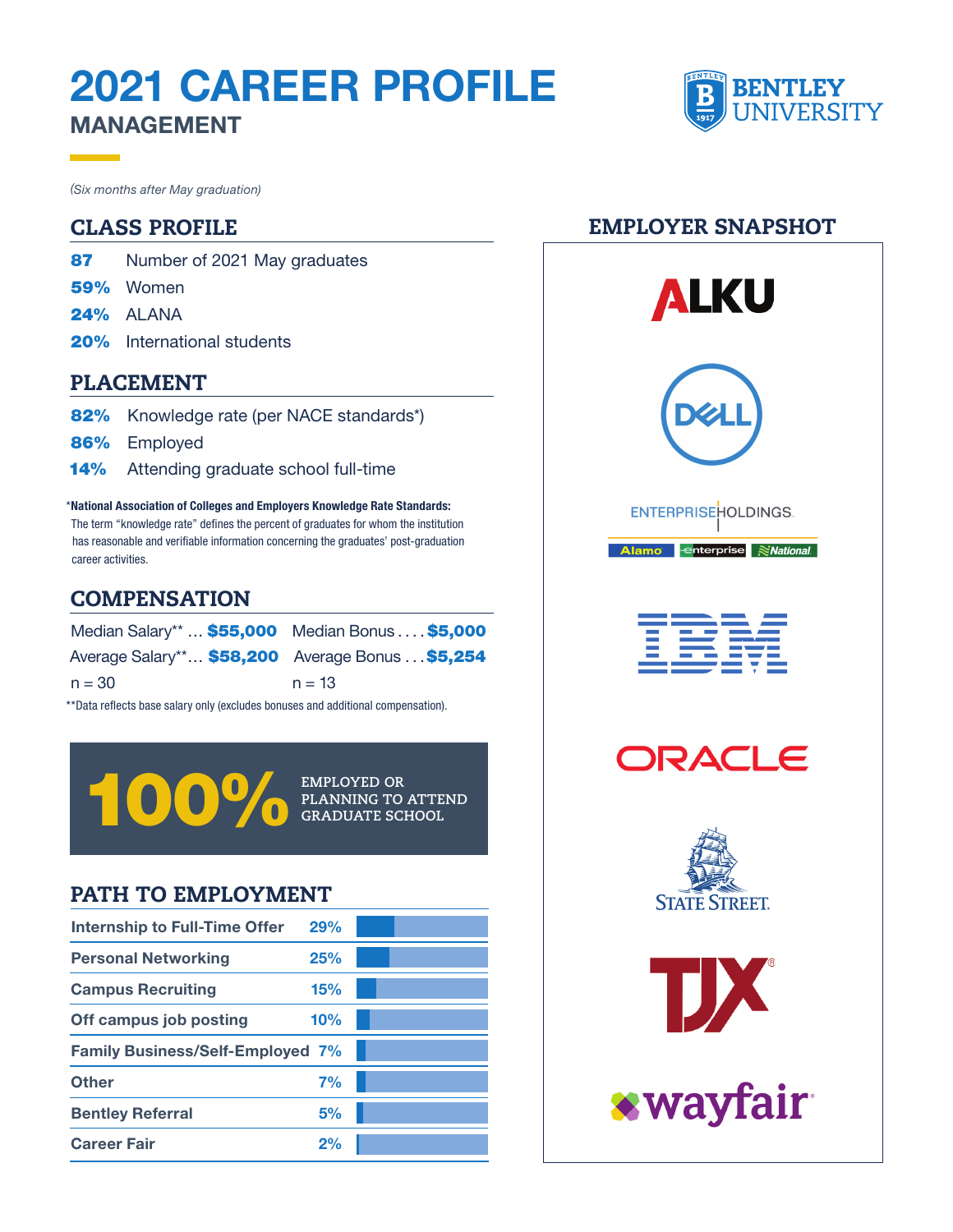# 2021 CAREER PROFILE

## MANAGEMENT

*(Six months after May graduation)*

## CLASS PROFILE

- **87** Number of 2021 May graduates
- **59%** Women
- **24%** ALANA
- **20%** International students

## PLACEMENT

- **82%** Knowledge rate (per NACE standards*)
- **86%** Employed
- **14%** Attending graduate school full-time

***National Association of Colleges and Employers Knowledge Rate Standards:** The term "knowledge rate" defines the percent of graduates for whom the institution has reasonable and verifiable information concerning the graduates' post-graduation career activities.

## COMPENSATION

| | |
|---|---|
| Median Salary** ... **$55,000** | Median Bonus . . . . **$5,000** |
| Average Salary**... **$58,200** | Average Bonus . . . **$5,254** |
| n = 30 | n = 13 |

**Data reflects base salary only (excludes bonuses and additional compensation).

**100%** EMPLOYED OR PLANNING TO ATTEND GRADUATE SCHOOL

## PATH TO EMPLOYMENT

| Path | % |
|---|---|
| Internship to Full-Time Offer | 29% |
| Personal Networking | 25% |
| Campus Recruiting | 15% |
| Off campus job posting | 10% |
| Family Business/Self-Employed | 7% |
| Other | 7% |
| Bentley Referral | 5% |
| Career Fair | 2% |

## EMPLOYER SNAPSHOT

- ALKU
- Dell
- Enterprise Holdings (Alamo, Enterprise, National)
- IBM
- Oracle
- State Street
- TJX
- Wayfair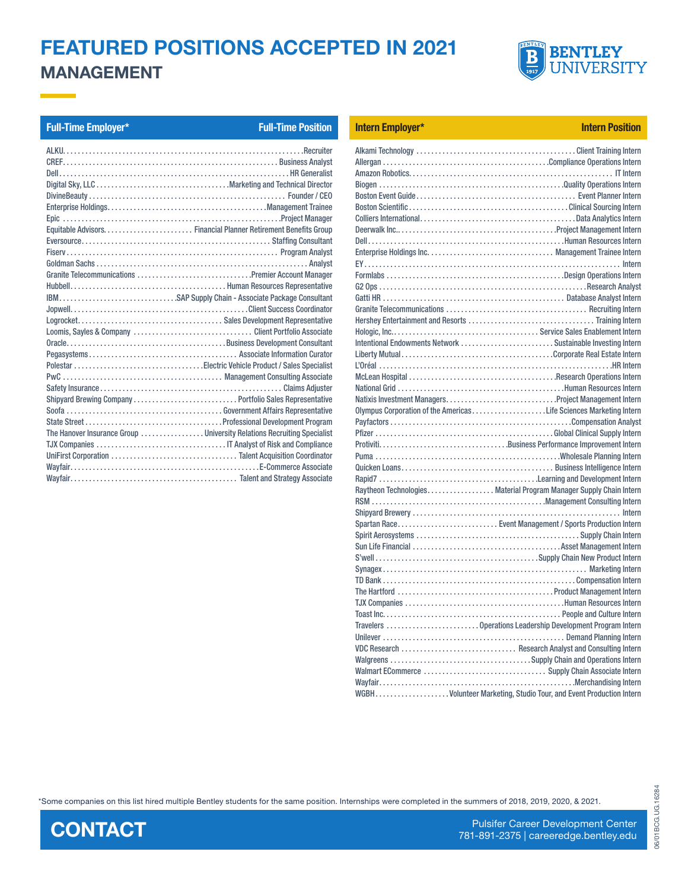# FEATURED POSITIONS ACCEPTED IN 2021

## MANAGEMENT

| Full-Time Employer* | Full-Time Position |
|---|---|
| ALKU | Recruiter |
| CREF | Business Analyst |
| Dell | HR Generalist |
| Digital Sky, LLC | Marketing and Technical Director |
| DivineBeauty | Founder / CEO |
| Enterprise Holdings | Management Trainee |
| Epic | Project Manager |
| Equitable Advisors | Financial Planner Retirement Benefits Group |
| Eversource | Staffing Consultant |
| Fiserv | Program Analyst |
| Goldman Sachs | Analyst |
| Granite Telecommunications | Premier Account Manager |
| Hubbell | Human Resources Representative |
| IBM | SAP Supply Chain - Associate Package Consultant |
| Jopwell | Client Success Coordinator |
| Logrocket | Sales Development Representative |
| Loomis, Sayles & Company | Client Portfolio Associate |
| Oracle | Business Development Consultant |
| Pegasystems | Associate Information Curator |
| Polestar | Electric Vehicle Product / Sales Specialist |
| PwC | Management Consulting Associate |
| Safety Insurance | Claims Adjuster |
| Shipyard Brewing Company | Portfolio Sales Representative |
| Soofa | Government Affairs Representative |
| State Street | Professional Development Program |
| The Hanover Insurance Group | University Relations Recruiting Specialist |
| TJX Companies | IT Analyst of Risk and Compliance |
| UniFirst Corporation | Talent Acquisition Coordinator |
| Wayfair | E-Commerce Associate |
| Wayfair | Talent and Strategy Associate |

| Intern Employer* | Intern Position |
|---|---|
| Alkami Technology | Client Training Intern |
| Allergan | Compliance Operations Intern |
| Amazon Robotics | IT Intern |
| Biogen | Quality Operations Intern |
| Boston Event Guide | Event Planner Intern |
| Boston Scientific | Clinical Sourcing Intern |
| Colliers International | Data Analytics Intern |
| Deerwalk Inc. | Project Management Intern |
| Dell | Human Resources Intern |
| Enterprise Holdings Inc. | Management Trainee Intern |
| EY | Intern |
| Formlabs | Design Operations Intern |
| G2 Ops | Research Analyst |
| Gatti HR | Database Analyst Intern |
| Granite Telecommunications | Recruiting Intern |
| Hershey Entertainment and Resorts | Training Intern |
| Hologic, Inc. | Service Sales Enablement Intern |
| Intentional Endowments Network | Sustainable Investing Intern |
| Liberty Mutual | Corporate Real Estate Intern |
| L'Oréal | HR Intern |
| McLean Hospital | Research Operations Intern |
| National Grid | Human Resources Intern |
| Natixis Investment Managers | Project Management Intern |
| Olympus Corporation of the Americas | Life Sciences Marketing Intern |
| Payfactors | Compensation Analyst |
| Pfizer | Global Clinical Supply Intern |
| Protiviti | Business Performance Improvement Intern |
| Puma | Wholesale Planning Intern |
| Quicken Loans | Business Intelligence Intern |
| Rapid7 | Learning and Development Intern |
| Raytheon Technologies | Material Program Manager Supply Chain Intern |
| RSM | Management Consulting Intern |
| Shipyard Brewery | Intern |
| Spartan Race | Event Management / Sports Production Intern |
| Spirit Aerosystems | Supply Chain Intern |
| Sun Life Financial | Asset Management Intern |
| S'well | Supply Chain New Product Intern |
| Synagex | Marketing Intern |
| TD Bank | Compensation Intern |
| The Hartford | Product Management Intern |
| TJX Companies | Human Resources Intern |
| Toast Inc. | People and Culture Intern |
| Travelers | Operations Leadership Development Program Intern |
| Unilever | Demand Planning Intern |
| VDC Research | Research Analyst and Consulting Intern |
| Walgreens | Supply Chain and Operations Intern |
| Walmart ECommerce | Supply Chain Associate Intern |
| Wayfair | Merchandising Intern |
| WGBH | Volunteer Marketing, Studio Tour, and Event Production Intern |

*Some companies on this list hired multiple Bentley students for the same position. Internships were completed in the summers of 2018, 2019, 2020, & 2021.

## CONTACT

Pulsifer Career Development Center
781-891-2375 | careeredge.bentley.edu

06/01BCG.UG.16284